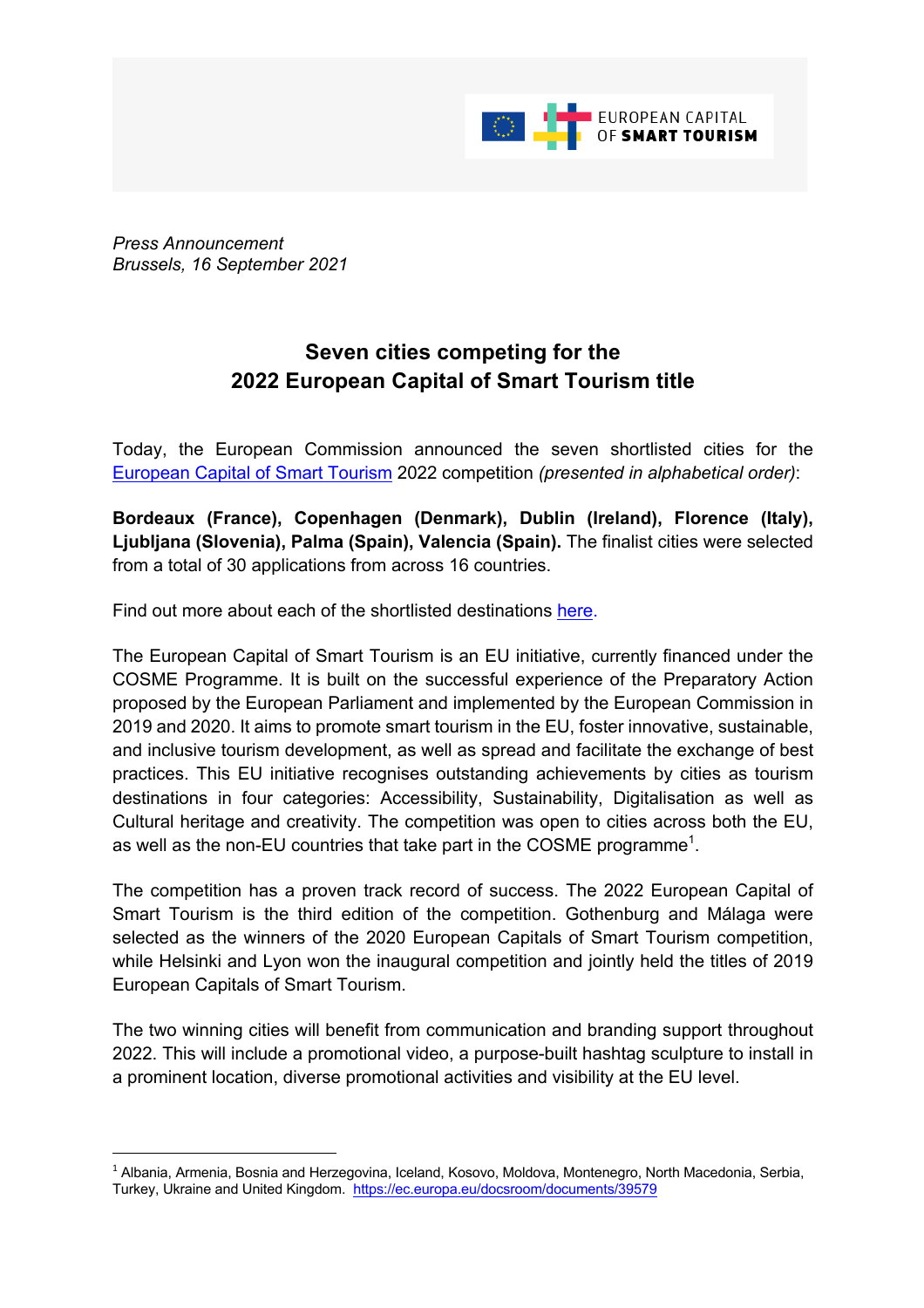EUROPEAN CAPITAL OF SMART TOURISM

*Press Announcement*
*Brussels, 16 September 2021*

## Seven cities competing for the 2022 European Capital of Smart Tourism title

Today, the European Commission announced the seven shortlisted cities for the European Capital of Smart Tourism 2022 competition *(presented in alphabetical order)*:

**Bordeaux (France), Copenhagen (Denmark), Dublin (Ireland), Florence (Italy), Ljubljana (Slovenia), Palma (Spain), Valencia (Spain).** The finalist cities were selected from a total of 30 applications from across 16 countries.

Find out more about each of the shortlisted destinations here.

The European Capital of Smart Tourism is an EU initiative, currently financed under the COSME Programme. It is built on the successful experience of the Preparatory Action proposed by the European Parliament and implemented by the European Commission in 2019 and 2020. It aims to promote smart tourism in the EU, foster innovative, sustainable, and inclusive tourism development, as well as spread and facilitate the exchange of best practices. This EU initiative recognises outstanding achievements by cities as tourism destinations in four categories: Accessibility, Sustainability, Digitalisation as well as Cultural heritage and creativity. The competition was open to cities across both the EU, as well as the non-EU countries that take part in the COSME programme[1].

The competition has a proven track record of success. The 2022 European Capital of Smart Tourism is the third edition of the competition. Gothenburg and Málaga were selected as the winners of the 2020 European Capitals of Smart Tourism competition, while Helsinki and Lyon won the inaugural competition and jointly held the titles of 2019 European Capitals of Smart Tourism.

The two winning cities will benefit from communication and branding support throughout 2022. This will include a promotional video, a purpose-built hashtag sculpture to install in a prominent location, diverse promotional activities and visibility at the EU level.

---

[1] Albania, Armenia, Bosnia and Herzegovina, Iceland, Kosovo, Moldova, Montenegro, North Macedonia, Serbia, Turkey, Ukraine and United Kingdom. https://ec.europa.eu/docsroom/documents/39579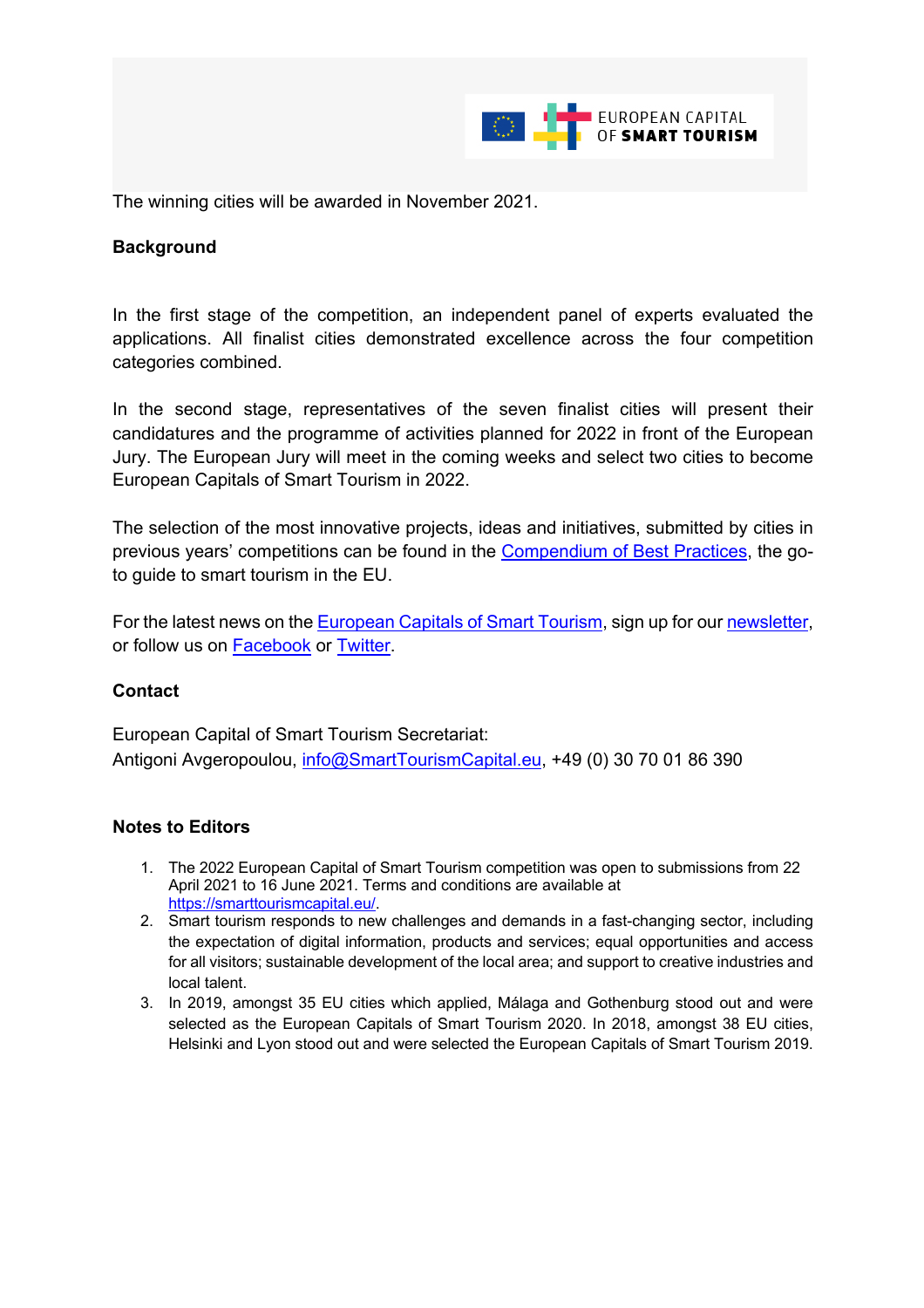The winning cities will be awarded in November 2021.

**Background**

In the first stage of the competition, an independent panel of experts evaluated the applications. All finalist cities demonstrated excellence across the four competition categories combined.

In the second stage, representatives of the seven finalist cities will present their candidatures and the programme of activities planned for 2022 in front of the European Jury. The European Jury will meet in the coming weeks and select two cities to become European Capitals of Smart Tourism in 2022.

The selection of the most innovative projects, ideas and initiatives, submitted by cities in previous years' competitions can be found in the Compendium of Best Practices, the go-to guide to smart tourism in the EU.

For the latest news on the European Capitals of Smart Tourism, sign up for our newsletter, or follow us on Facebook or Twitter.

**Contact**

European Capital of Smart Tourism Secretariat:
Antigoni Avgeropoulou, info@SmartTourismCapital.eu, +49 (0) 30 70 01 86 390

**Notes to Editors**

1. The 2022 European Capital of Smart Tourism competition was open to submissions from 22 April 2021 to 16 June 2021. Terms and conditions are available at https://smarttourismcapital.eu/.
2. Smart tourism responds to new challenges and demands in a fast-changing sector, including the expectation of digital information, products and services; equal opportunities and access for all visitors; sustainable development of the local area; and support to creative industries and local talent.
3. In 2019, amongst 35 EU cities which applied, Málaga and Gothenburg stood out and were selected as the European Capitals of Smart Tourism 2020. In 2018, amongst 38 EU cities, Helsinki and Lyon stood out and were selected the European Capitals of Smart Tourism 2019.